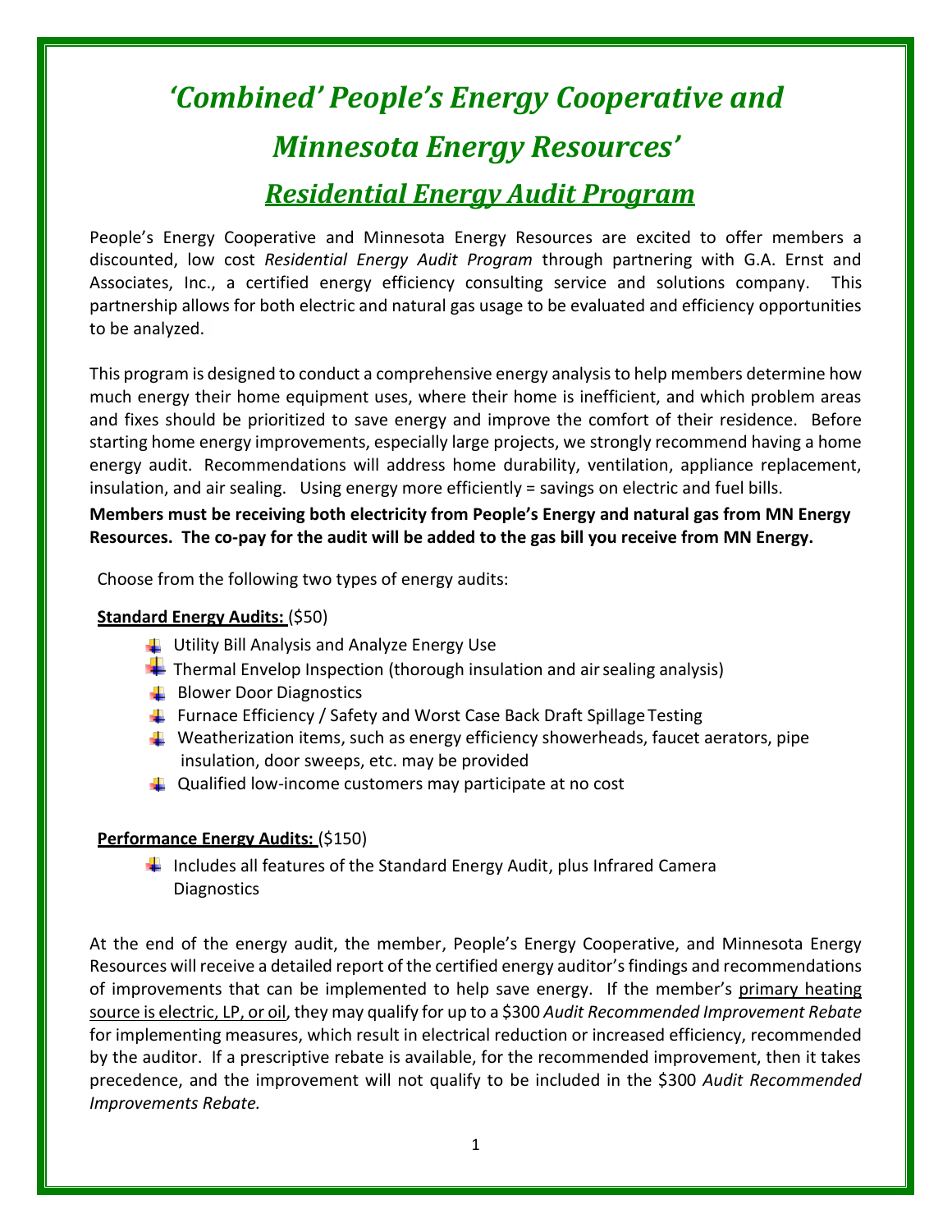# *'Combined' People's Energy Cooperative and Minnesota Energy Resources'*

## ***Residential Energy Audit Program***

People's Energy Cooperative and Minnesota Energy Resources are excited to offer members a discounted, low cost *Residential Energy Audit Program* through partnering with G.A. Ernst and Associates, Inc., a certified energy efficiency consulting service and solutions company. This partnership allows for both electric and natural gas usage to be evaluated and efficiency opportunities to be analyzed.

This program is designed to conduct a comprehensive energy analysis to help members determine how much energy their home equipment uses, where their home is inefficient, and which problem areas and fixes should be prioritized to save energy and improve the comfort of their residence. Before starting home energy improvements, especially large projects, we strongly recommend having a home energy audit. Recommendations will address home durability, ventilation, appliance replacement, insulation, and air sealing. Using energy more efficiently = savings on electric and fuel bills.

**Members must be receiving both electricity from People's Energy and natural gas from MN Energy Resources. The co-pay for the audit will be added to the gas bill you receive from MN Energy.**

Choose from the following two types of energy audits:

**Standard Energy Audits:** ($50)

- Utility Bill Analysis and Analyze Energy Use
- Thermal Envelop Inspection (thorough insulation and air sealing analysis)
- Blower Door Diagnostics
- Furnace Efficiency / Safety and Worst Case Back Draft Spillage Testing
- Weatherization items, such as energy efficiency showerheads, faucet aerators, pipe insulation, door sweeps, etc. may be provided
- Qualified low-income customers may participate at no cost

**Performance Energy Audits:** ($150)

- Includes all features of the Standard Energy Audit, plus Infrared Camera Diagnostics

At the end of the energy audit, the member, People's Energy Cooperative, and Minnesota Energy Resources will receive a detailed report of the certified energy auditor's findings and recommendations of improvements that can be implemented to help save energy. If the member's primary heating source is electric, LP, or oil, they may qualify for up to a $300 *Audit Recommended Improvement Rebate* for implementing measures, which result in electrical reduction or increased efficiency, recommended by the auditor. If a prescriptive rebate is available, for the recommended improvement, then it takes precedence, and the improvement will not qualify to be included in the $300 *Audit Recommended Improvements Rebate.*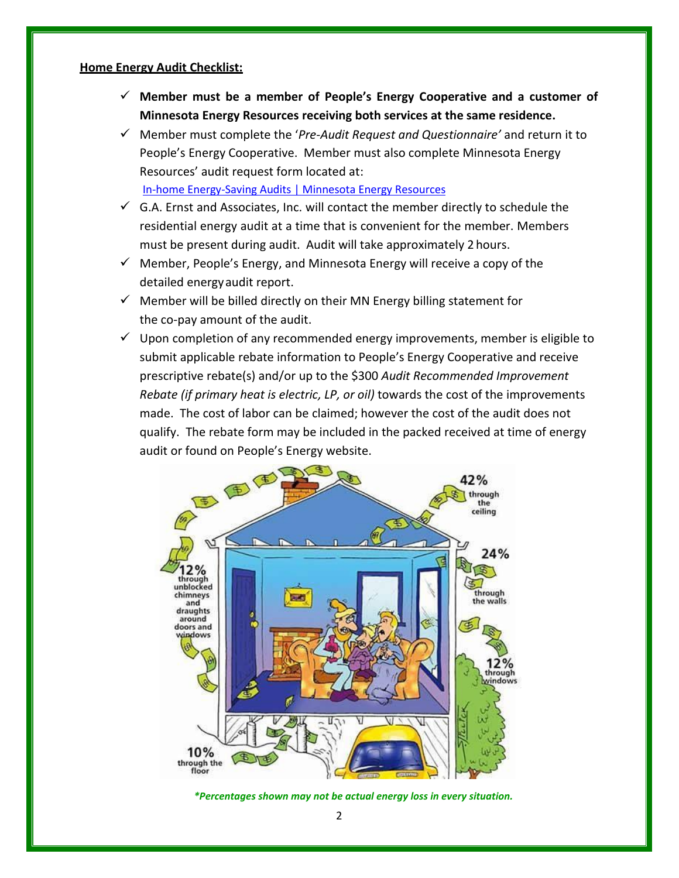**Home Energy Audit Checklist:**

- ✓ **Member must be a member of People's Energy Cooperative and a customer of Minnesota Energy Resources receiving both services at the same residence.**
- ✓ Member must complete the '*Pre-Audit Request and Questionnaire'* and return it to People's Energy Cooperative. Member must also complete Minnesota Energy Resources' audit request form located at: [In-home Energy-Saving Audits | Minnesota Energy Resources]()
- ✓ G.A. Ernst and Associates, Inc. will contact the member directly to schedule the residential energy audit at a time that is convenient for the member. Members must be present during audit. Audit will take approximately 2 hours.
- ✓ Member, People's Energy, and Minnesota Energy will receive a copy of the detailed energy audit report.
- ✓ Member will be billed directly on their MN Energy billing statement for the co-pay amount of the audit.
- ✓ Upon completion of any recommended energy improvements, member is eligible to submit applicable rebate information to People's Energy Cooperative and receive prescriptive rebate(s) and/or up to the $300 *Audit Recommended Improvement Rebate (if primary heat is electric, LP, or oil)* towards the cost of the improvements made. The cost of labor can be claimed; however the cost of the audit does not qualify. The rebate form may be included in the packed received at time of energy audit or found on People's Energy website.

42% through the ceiling

24% through the walls

12% through unblocked chimneys and draughts around doors and windows

12% through windows

10% through the floor

***Percentages shown may not be actual energy loss in every situation.***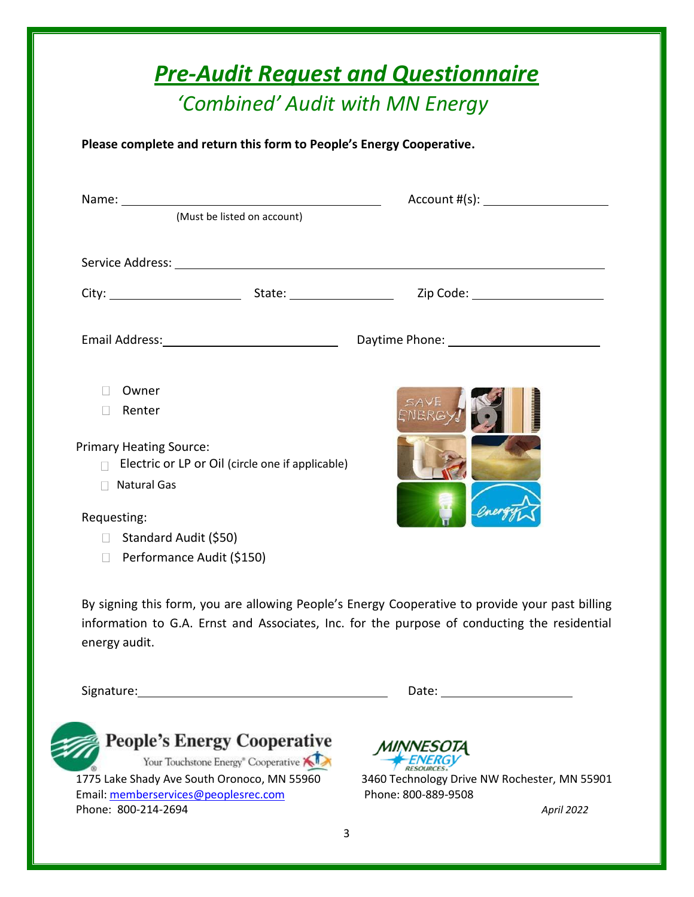# *Pre-Audit Request and Questionnaire*

## *'Combined' Audit with MN Energy*

**Please complete and return this form to People's Energy Cooperative.**

Name: ______________________________ Account #(s): ____________________
(Must be listed on account)

Service Address: __________________________________________________

City: ____________________ State: ________________ Zip Code: ____________________

Email Address: __________________________ Daytime Phone: ________________________

- ☐ Owner
- ☐ Renter

Primary Heating Source:

- ☐ Electric or LP or Oil (circle one if applicable)
- ☐ Natural Gas

Requesting:

- ☐ Standard Audit ($50)
- ☐ Performance Audit ($150)

By signing this form, you are allowing People's Energy Cooperative to provide your past billing information to G.A. Ernst and Associates, Inc. for the purpose of conducting the residential energy audit.

Signature: ______________________________________ Date: ____________________

**People's Energy Cooperative**
Your Touchstone Energy® Cooperative
1775 Lake Shady Ave South Oronoco, MN 55960
Email: memberservices@peoplesrec.com
Phone: 800-214-2694

**MINNESOTA ENERGY RESOURCES**
3460 Technology Drive NW Rochester, MN 55901
Phone: 800-889-9508

*April 2022*